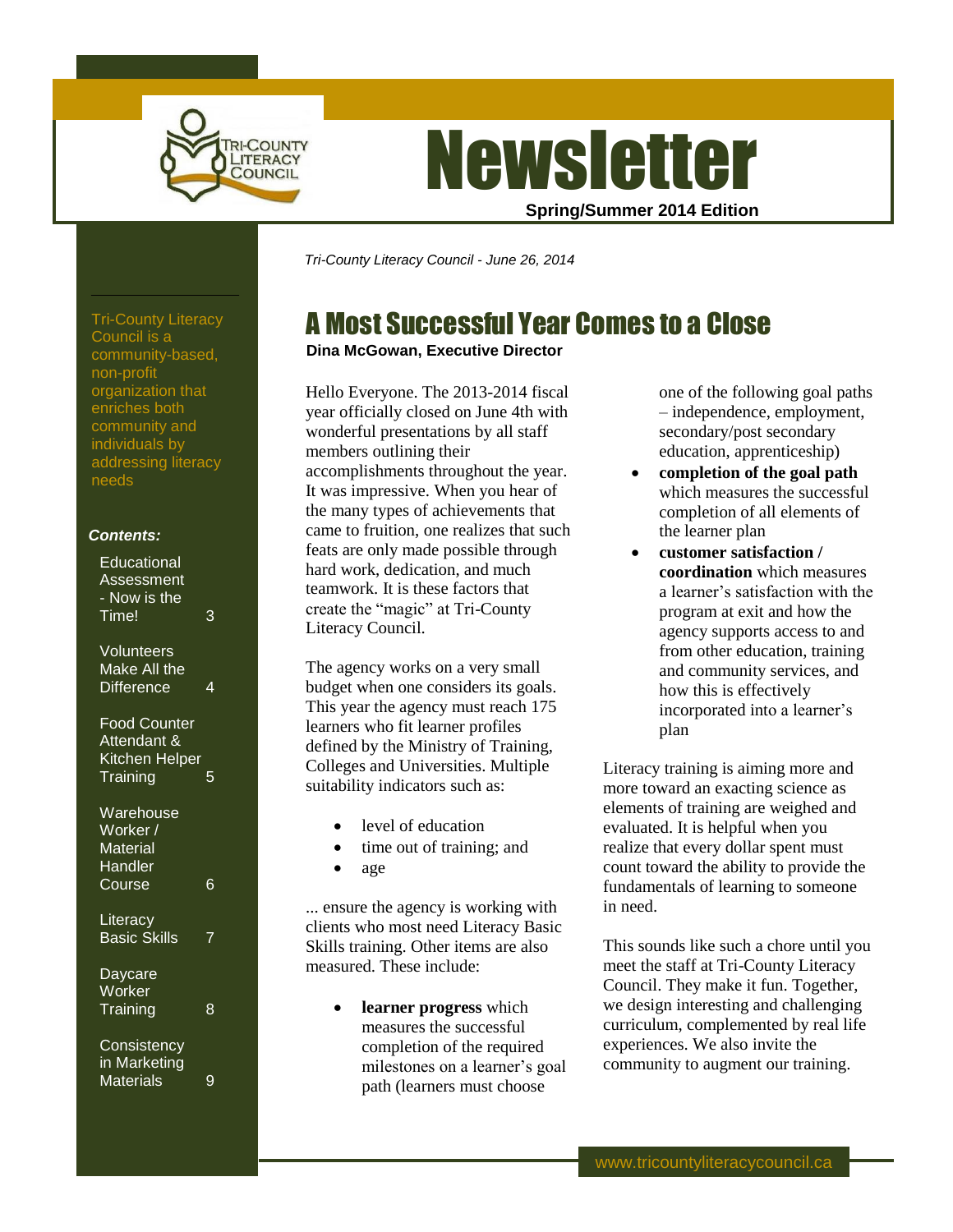# Newsletter

**Spring/Summer 2014 Edition**

*Tri-County Literacy Council - June 26, 2014*

Tri-County Literacy Council is a community-based, non-profit organization that enriches both community and individuals by addressing literacy needs

***Contents:***

| | |
|---|---|
| Educational Assessment - Now is the Time! | 3 |
| Volunteers Make All the Difference | 4 |
| Food Counter Attendant & Kitchen Helper Training | 5 |
| Warehouse Worker / Material Handler Course | 6 |
| Literacy Basic Skills | 7 |
| Daycare Worker Training | 8 |
| Consistency in Marketing Materials | 9 |

## A Most Successful Year Comes to a Close

**Dina McGowan, Executive Director**

Hello Everyone. The 2013-2014 fiscal year officially closed on June 4th with wonderful presentations by all staff members outlining their accomplishments throughout the year. It was impressive. When you hear of the many types of achievements that came to fruition, one realizes that such feats are only made possible through hard work, dedication, and much teamwork. It is these factors that create the "magic" at Tri-County Literacy Council.

The agency works on a very small budget when one considers its goals. This year the agency must reach 175 learners who fit learner profiles defined by the Ministry of Training, Colleges and Universities. Multiple suitability indicators such as:

- level of education
- time out of training; and
- age

... ensure the agency is working with clients who most need Literacy Basic Skills training. Other items are also measured. These include:

- **learner progress** which measures the successful completion of the required milestones on a learner's goal path (learners must choose one of the following goal paths – independence, employment, secondary/post secondary education, apprenticeship)
- **completion of the goal path** which measures the successful completion of all elements of the learner plan
- **customer satisfaction / coordination** which measures a learner's satisfaction with the program at exit and how the agency supports access to and from other education, training and community services, and how this is effectively incorporated into a learner's plan

Literacy training is aiming more and more toward an exacting science as elements of training are weighed and evaluated. It is helpful when you realize that every dollar spent must count toward the ability to provide the fundamentals of learning to someone in need.

This sounds like such a chore until you meet the staff at Tri-County Literacy Council. They make it fun. Together, we design interesting and challenging curriculum, complemented by real life experiences. We also invite the community to augment our training.

www.tricountyliteracycouncil.ca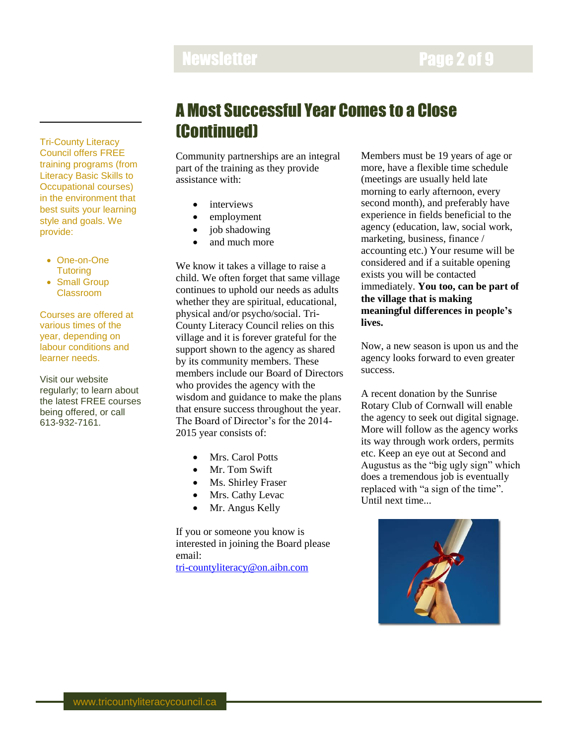# A Most Successful Year Comes to a Close (Continued)

Community partnerships are an integral part of the training as they provide assistance with:

- interviews
- employment
- job shadowing
- and much more

We know it takes a village to raise a child. We often forget that same village continues to uphold our needs as adults whether they are spiritual, educational, physical and/or psycho/social. Tri-County Literacy Council relies on this village and it is forever grateful for the support shown to the agency as shared by its community members. These members include our Board of Directors who provides the agency with the wisdom and guidance to make the plans that ensure success throughout the year. The Board of Director's for the 2014-2015 year consists of:

- Mrs. Carol Potts
- Mr. Tom Swift
- Ms. Shirley Fraser
- Mrs. Cathy Levac
- Mr. Angus Kelly

If you or someone you know is interested in joining the Board please email: tri-countyliteracy@on.aibn.com

Members must be 19 years of age or more, have a flexible time schedule (meetings are usually held late morning to early afternoon, every second month), and preferably have experience in fields beneficial to the agency (education, law, social work, marketing, business, finance / accounting etc.) Your resume will be considered and if a suitable opening exists you will be contacted immediately. **You too, can be part of the village that is making meaningful differences in people's lives.**

Now, a new season is upon us and the agency looks forward to even greater success.

A recent donation by the Sunrise Rotary Club of Cornwall will enable the agency to seek out digital signage. More will follow as the agency works its way through work orders, permits etc. Keep an eye out at Second and Augustus as the "big ugly sign" which does a tremendous job is eventually replaced with "a sign of the time". Until next time...

Tri-County Literacy Council offers FREE training programs (from Literacy Basic Skills to Occupational courses) in the environment that best suits your learning style and goals. We provide:

- One-on-One Tutoring
- Small Group Classroom

Courses are offered at various times of the year, depending on labour conditions and learner needs.

Visit our website regularly; to learn about the latest FREE courses being offered, or call 613-932-7161.

www.tricountyliteracycouncil.ca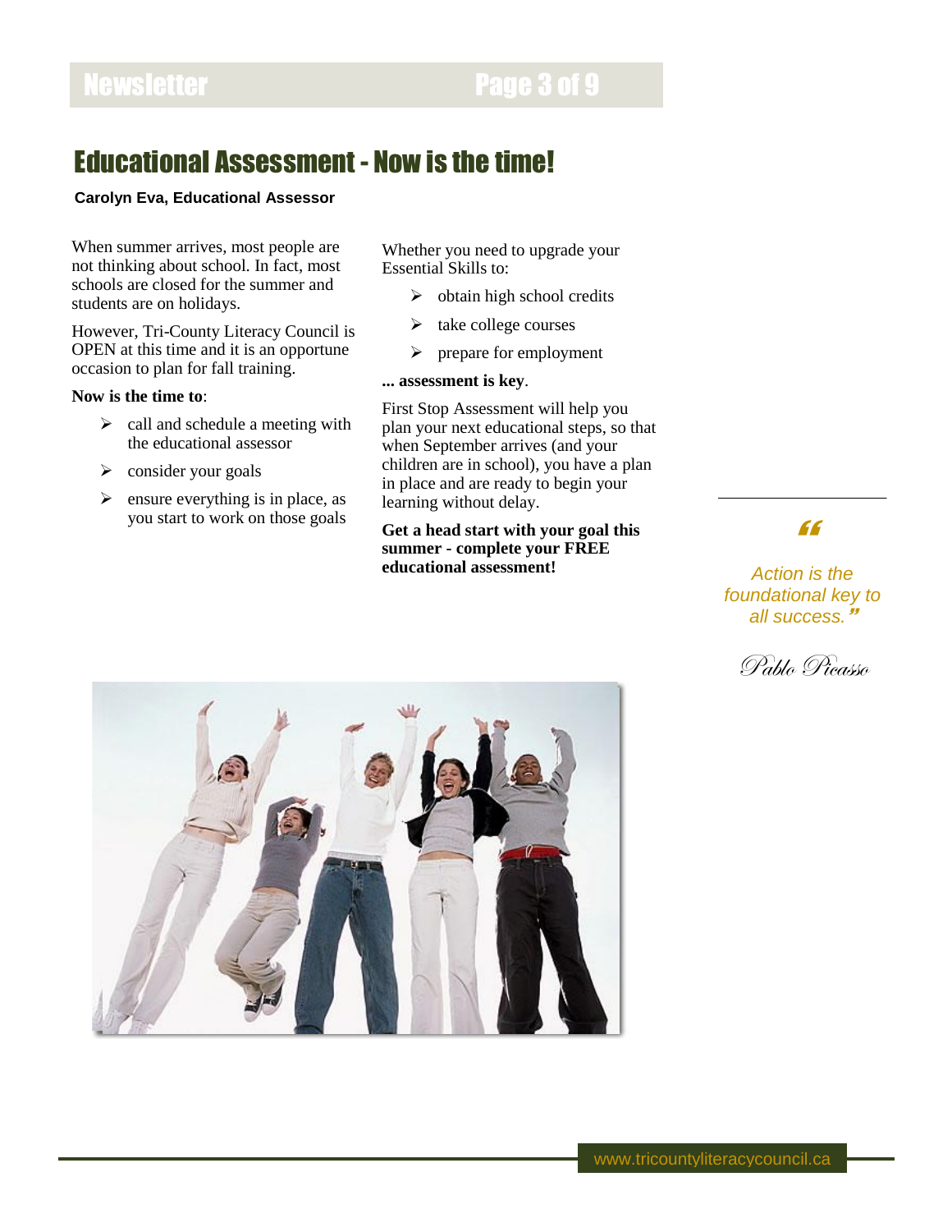# Educational Assessment - Now is the time!

**Carolyn Eva, Educational Assessor**

When summer arrives, most people are not thinking about school. In fact, most schools are closed for the summer and students are on holidays.

However, Tri-County Literacy Council is OPEN at this time and it is an opportune occasion to plan for fall training.

**Now is the time to**:

- call and schedule a meeting with the educational assessor
- consider your goals
- ensure everything is in place, as you start to work on those goals

Whether you need to upgrade your Essential Skills to:

- obtain high school credits
- take college courses
- prepare for employment

**... assessment is key**.

First Stop Assessment will help you plan your next educational steps, so that when September arrives (and your children are in school), you have a plan in place and are ready to begin your learning without delay.

**Get a head start with your goal this summer - complete your FREE educational assessment!**

> *"Action is the foundational key to all success."*
>
> Pablo Picasso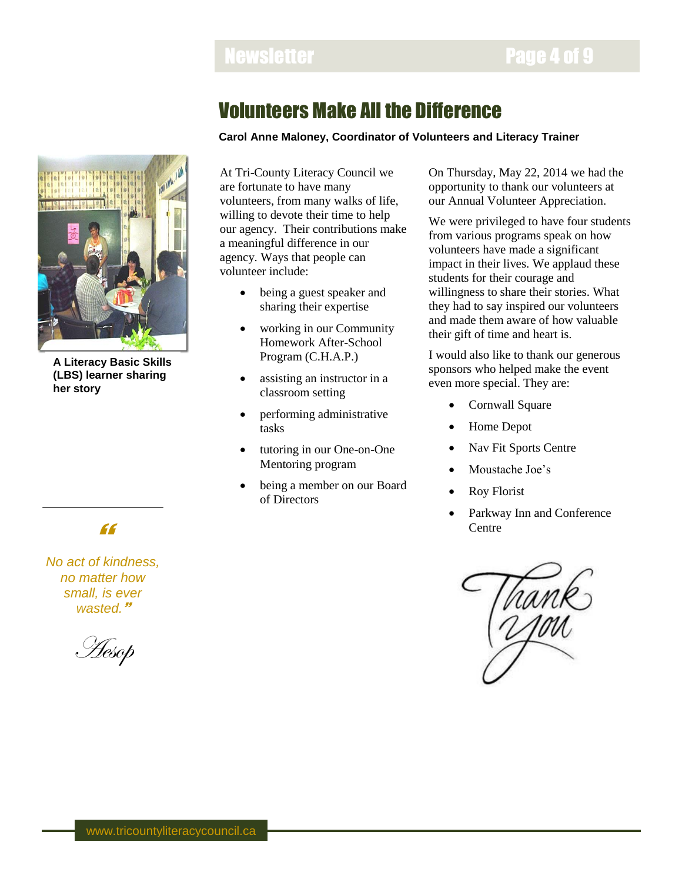# Volunteers Make All the Difference

**Carol Anne Maloney, Coordinator of Volunteers and Literacy Trainer**

**A Literacy Basic Skills (LBS) learner sharing her story**

At Tri-County Literacy Council we are fortunate to have many volunteers, from many walks of life, willing to devote their time to help our agency. Their contributions make a meaningful difference in our agency. Ways that people can volunteer include:

- being a guest speaker and sharing their expertise
- working in our Community Homework After-School Program (C.H.A.P.)
- assisting an instructor in a classroom setting
- performing administrative tasks
- tutoring in our One-on-One Mentoring program
- being a member on our Board of Directors

On Thursday, May 22, 2014 we had the opportunity to thank our volunteers at our Annual Volunteer Appreciation.

We were privileged to have four students from various programs speak on how volunteers have made a significant impact in their lives. We applaud these students for their courage and willingness to share their stories. What they had to say inspired our volunteers and made them aware of how valuable their gift of time and heart is.

I would also like to thank our generous sponsors who helped make the event even more special. They are:

- Cornwall Square
- Home Depot
- Nav Fit Sports Centre
- Moustache Joe's
- Roy Florist
- Parkway Inn and Conference Centre

Thank you

*"No act of kindness, no matter how small, is ever wasted."*

Aesop

www.tricountyliteracycouncil.ca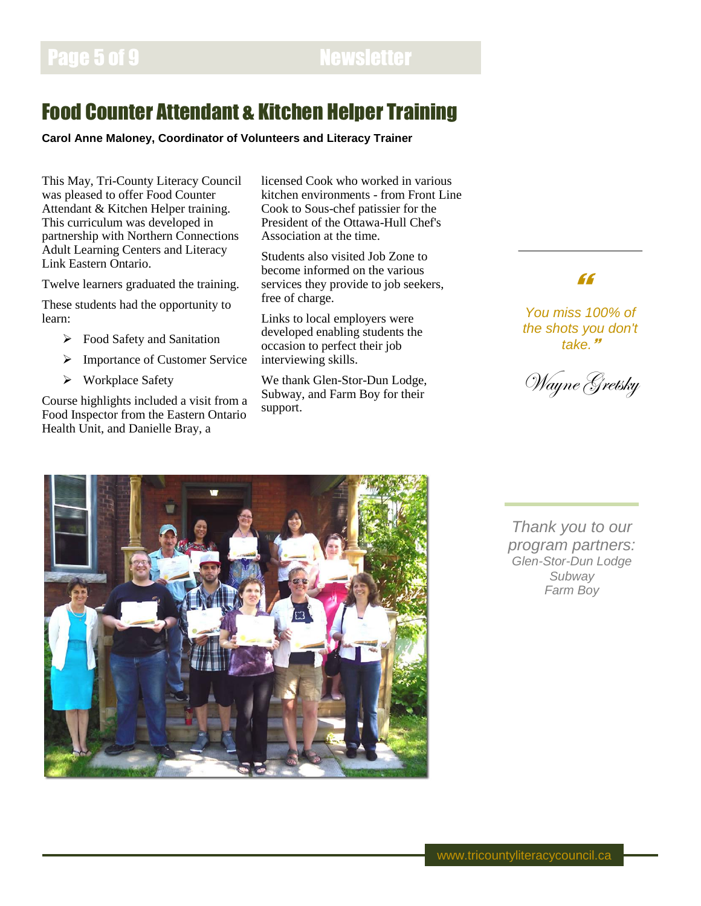# Food Counter Attendant & Kitchen Helper Training

**Carol Anne Maloney, Coordinator of Volunteers and Literacy Trainer**

This May, Tri-County Literacy Council was pleased to offer Food Counter Attendant & Kitchen Helper training. This curriculum was developed in partnership with Northern Connections Adult Learning Centers and Literacy Link Eastern Ontario.

Twelve learners graduated the training.

These students had the opportunity to learn:

- Food Safety and Sanitation
- Importance of Customer Service
- Workplace Safety

Course highlights included a visit from a Food Inspector from the Eastern Ontario Health Unit, and Danielle Bray, a licensed Cook who worked in various kitchen environments - from Front Line Cook to Sous-chef patissier for the President of the Ottawa-Hull Chef's Association at the time.

Students also visited Job Zone to become informed on the various services they provide to job seekers, free of charge.

Links to local employers were developed enabling students the occasion to perfect their job interviewing skills.

We thank Glen-Stor-Dun Lodge, Subway, and Farm Boy for their support.

*"You miss 100% of the shots you don't take."*

*Wayne Gretsky*

*Thank you to our program partners:*
*Glen-Stor-Dun Lodge*
*Subway*
*Farm Boy*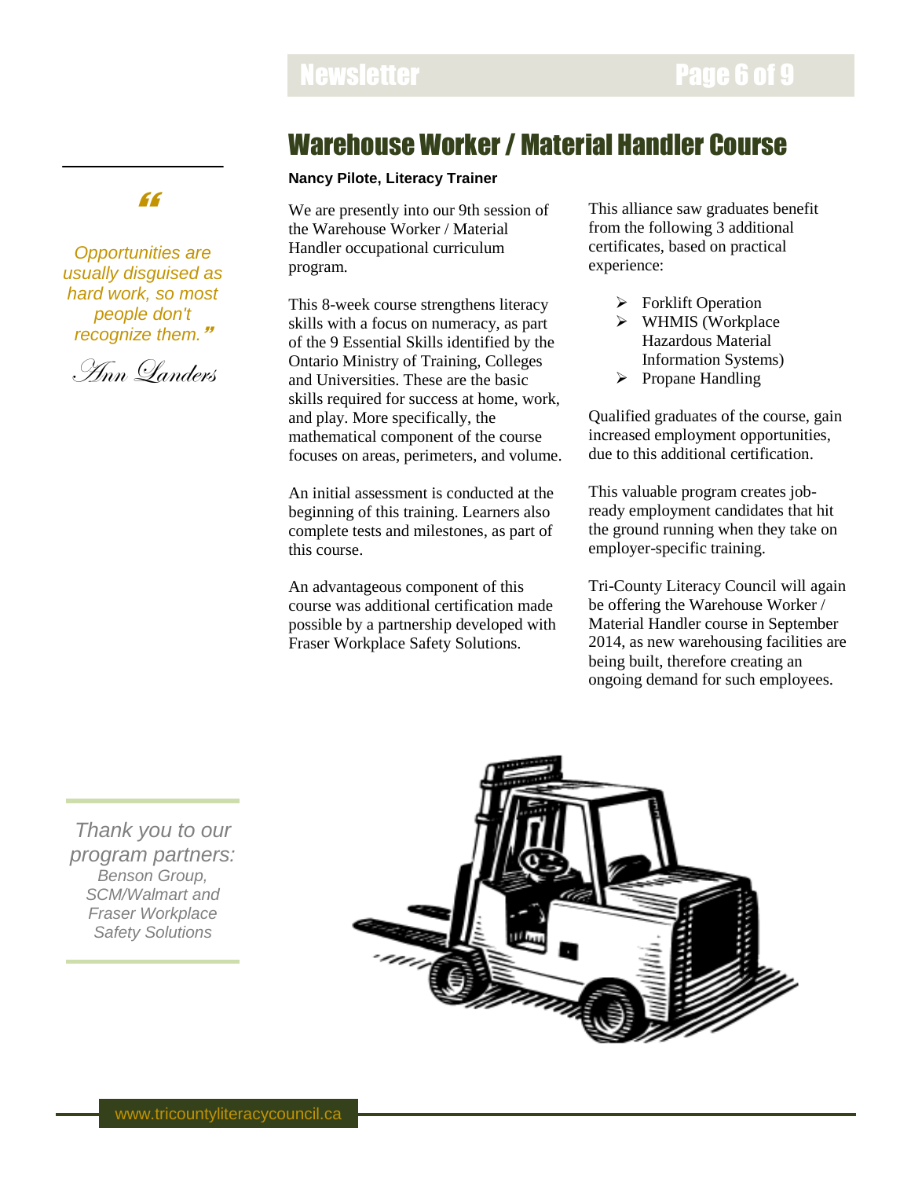# Warehouse Worker / Material Handler Course

**Nancy Pilote, Literacy Trainer**

We are presently into our 9th session of the Warehouse Worker / Material Handler occupational curriculum program.

This 8-week course strengthens literacy skills with a focus on numeracy, as part of the 9 Essential Skills identified by the Ontario Ministry of Training, Colleges and Universities. These are the basic skills required for success at home, work, and play. More specifically, the mathematical component of the course focuses on areas, perimeters, and volume.

An initial assessment is conducted at the beginning of this training. Learners also complete tests and milestones, as part of this course.

An advantageous component of this course was additional certification made possible by a partnership developed with Fraser Workplace Safety Solutions.

This alliance saw graduates benefit from the following 3 additional certificates, based on practical experience:

- Forklift Operation
- WHMIS (Workplace Hazardous Material Information Systems)
- Propane Handling

Qualified graduates of the course, gain increased employment opportunities, due to this additional certification.

This valuable program creates job-ready employment candidates that hit the ground running when they take on employer-specific training.

Tri-County Literacy Council will again be offering the Warehouse Worker / Material Handler course in September 2014, as new warehousing facilities are being built, therefore creating an ongoing demand for such employees.

*"Opportunities are usually disguised as hard work, so most people don't recognize them."*

*Ann Landers*

*Thank you to our program partners:*
*Benson Group, SCM/Walmart and Fraser Workplace Safety Solutions*

www.tricountyliteracycouncil.ca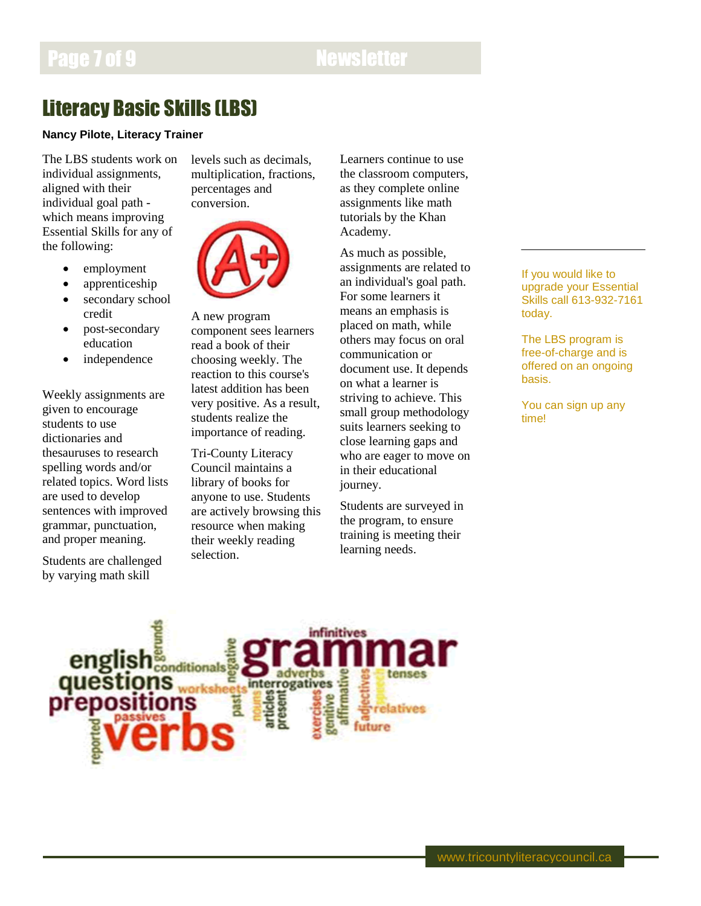# Literacy Basic Skills (LBS)

**Nancy Pilote, Literacy Trainer**

The LBS students work on individual assignments, aligned with their individual goal path - which means improving Essential Skills for any of the following:

- employment
- apprenticeship
- secondary school credit
- post-secondary education
- independence

Weekly assignments are given to encourage students to use dictionaries and thesauruses to research spelling words and/or related topics. Word lists are used to develop sentences with improved grammar, punctuation, and proper meaning.

Students are challenged by varying math skill levels such as decimals, multiplication, fractions, percentages and conversion.

A new program component sees learners read a book of their choosing weekly. The reaction to this course's latest addition has been very positive. As a result, students realize the importance of reading.

Tri-County Literacy Council maintains a library of books for anyone to use. Students are actively browsing this resource when making their weekly reading selection.

Learners continue to use the classroom computers, as they complete online assignments like math tutorials by the Khan Academy.

As much as possible, assignments are related to an individual's goal path. For some learners it means an emphasis is placed on math, while others may focus on oral communication or document use. It depends on what a learner is striving to achieve. This small group methodology suits learners seeking to close learning gaps and who are eager to move on in their educational journey.

Students are surveyed in the program, to ensure training is meeting their learning needs.

If you would like to upgrade your Essential Skills call 613-932-7161 today.

The LBS program is free-of-charge and is offered on an ongoing basis.

You can sign up any time!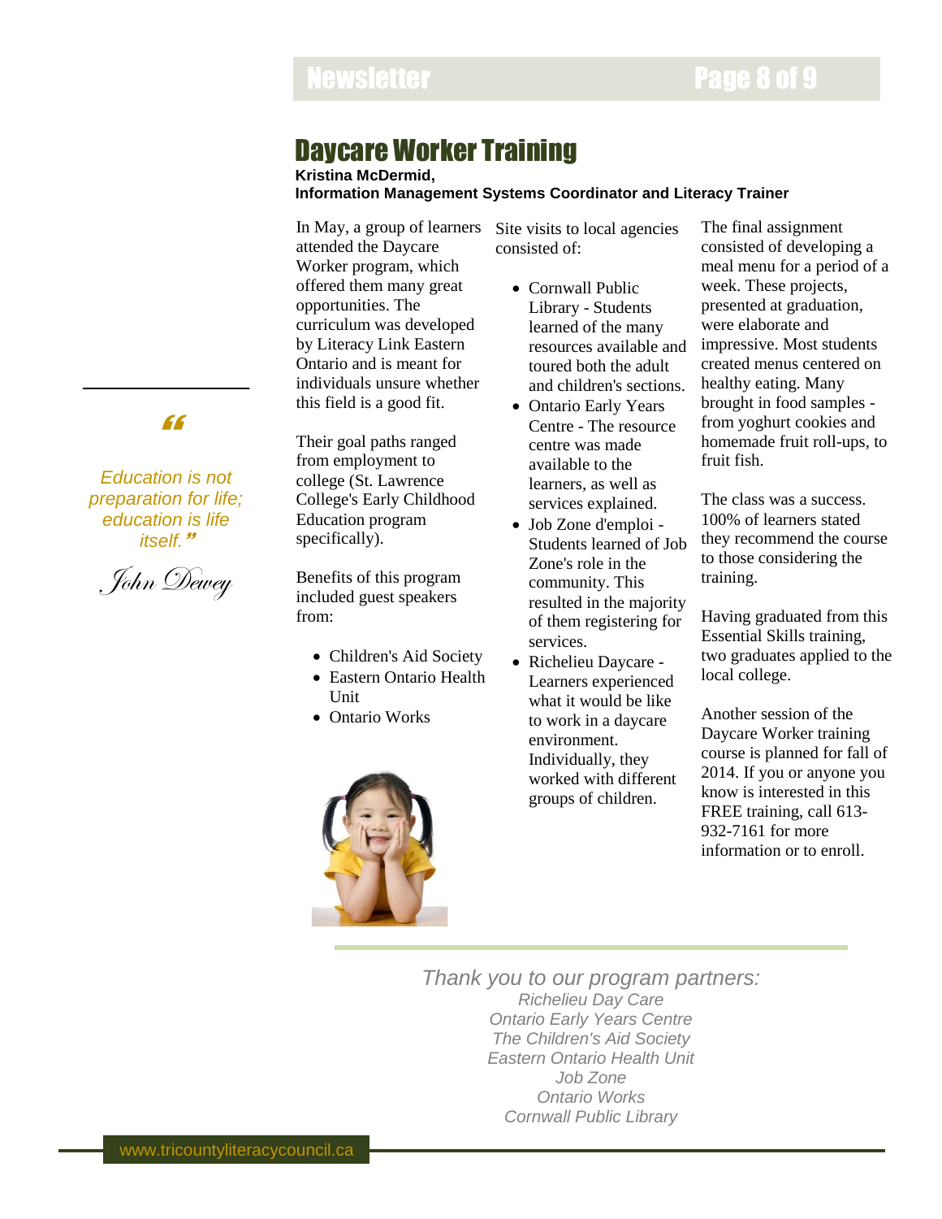# Daycare Worker Training

**Kristina McDermid,**
**Information Management Systems Coordinator and Literacy Trainer**

In May, a group of learners attended the Daycare Worker program, which offered them many great opportunities. The curriculum was developed by Literacy Link Eastern Ontario and is meant for individuals unsure whether this field is a good fit.

Their goal paths ranged from employment to college (St. Lawrence College's Early Childhood Education program specifically).

Benefits of this program included guest speakers from:

- Children's Aid Society
- Eastern Ontario Health Unit
- Ontario Works

Site visits to local agencies consisted of:

- Cornwall Public Library - Students learned of the many resources available and toured both the adult and children's sections.
- Ontario Early Years Centre - The resource centre was made available to the learners, as well as services explained.
- Job Zone d'emploi - Students learned of Job Zone's role in the community. This resulted in the majority of them registering for services.
- Richelieu Daycare - Learners experienced what it would be like to work in a daycare environment. Individually, they worked with different groups of children.

The final assignment consisted of developing a meal menu for a period of a week. These projects, presented at graduation, were elaborate and impressive. Most students created menus centered on healthy eating. Many brought in food samples - from yoghurt cookies and homemade fruit roll-ups, to fruit fish.

The class was a success. 100% of learners stated they recommend the course to those considering the training.

Having graduated from this Essential Skills training, two graduates applied to the local college.

Another session of the Daycare Worker training course is planned for fall of 2014. If you or anyone you know is interested in this FREE training, call 613-932-7161 for more information or to enroll.

> *"Education is not preparation for life; education is life itself."*
>
> *John Dewey*

---

*Thank you to our program partners:*

*Richelieu Day Care*
*Ontario Early Years Centre*
*The Children's Aid Society*
*Eastern Ontario Health Unit*
*Job Zone*
*Ontario Works*
*Cornwall Public Library*

www.tricountyliteracycouncil.ca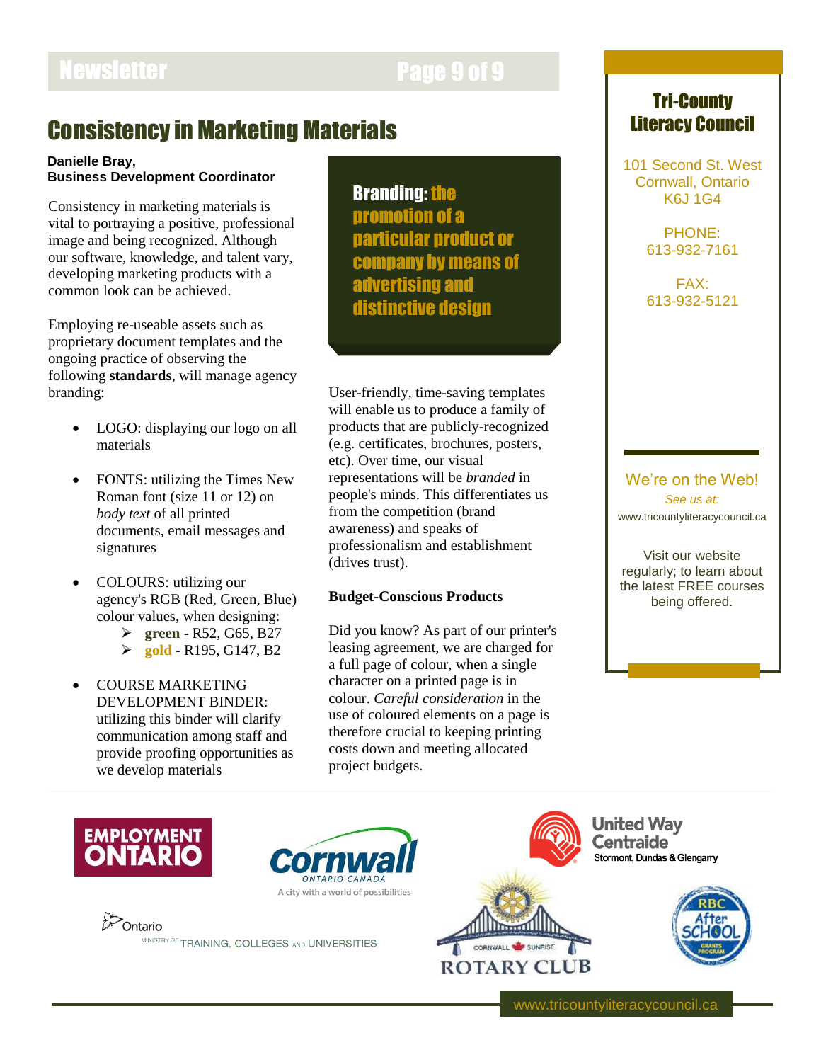# Consistency in Marketing Materials

**Danielle Bray,**
**Business Development Coordinator**

Consistency in marketing materials is vital to portraying a positive, professional image and being recognized. Although our software, knowledge, and talent vary, developing marketing products with a common look can be achieved.

Employing re-useable assets such as proprietary document templates and the ongoing practice of observing the following **standards**, will manage agency branding:

- LOGO: displaying our logo on all materials
- FONTS: utilizing the Times New Roman font (size 11 or 12) on *body text* of all printed documents, email messages and signatures
- COLOURS: utilizing our agency's RGB (Red, Green, Blue) colour values, when designing:
  - **green** - R52, G65, B27
  - **gold** - R195, G147, B2
- COURSE MARKETING DEVELOPMENT BINDER: utilizing this binder will clarify communication among staff and provide proofing opportunities as we develop materials

**Branding: the promotion of a particular product or company by means of advertising and distinctive design**

User-friendly, time-saving templates will enable us to produce a family of products that are publicly-recognized (e.g. certificates, brochures, posters, etc). Over time, our visual representations will be *branded* in people's minds. This differentiates us from the competition (brand awareness) and speaks of professionalism and establishment (drives trust).

**Budget-Conscious Products**

Did you know? As part of our printer's leasing agreement, we are charged for a full page of colour, when a single character on a printed page is in colour. *Careful consideration* in the use of coloured elements on a page is therefore crucial to keeping printing costs down and meeting allocated project budgets.

## Tri-County Literacy Council

101 Second St. West
Cornwall, Ontario
K6J 1G4

PHONE:
613-932-7161

FAX:
613-932-5121

We're on the Web!

*See us at:*

www.tricountyliteracycouncil.ca

Visit our website regularly; to learn about the latest FREE courses being offered.

EMPLOYMENT ONTARIO

Cornwall ONTARIO CANADA
A city with a world of possibilities

United Way Centraide
Stormont, Dundas & Glengarry

Ontario
MINISTRY OF TRAINING, COLLEGES AND UNIVERSITIES

CORNWALL SUNRISE
ROTARY CLUB

RBC After SCHOOL GRANTS PROGRAM

www.tricountyliteracycouncil.ca